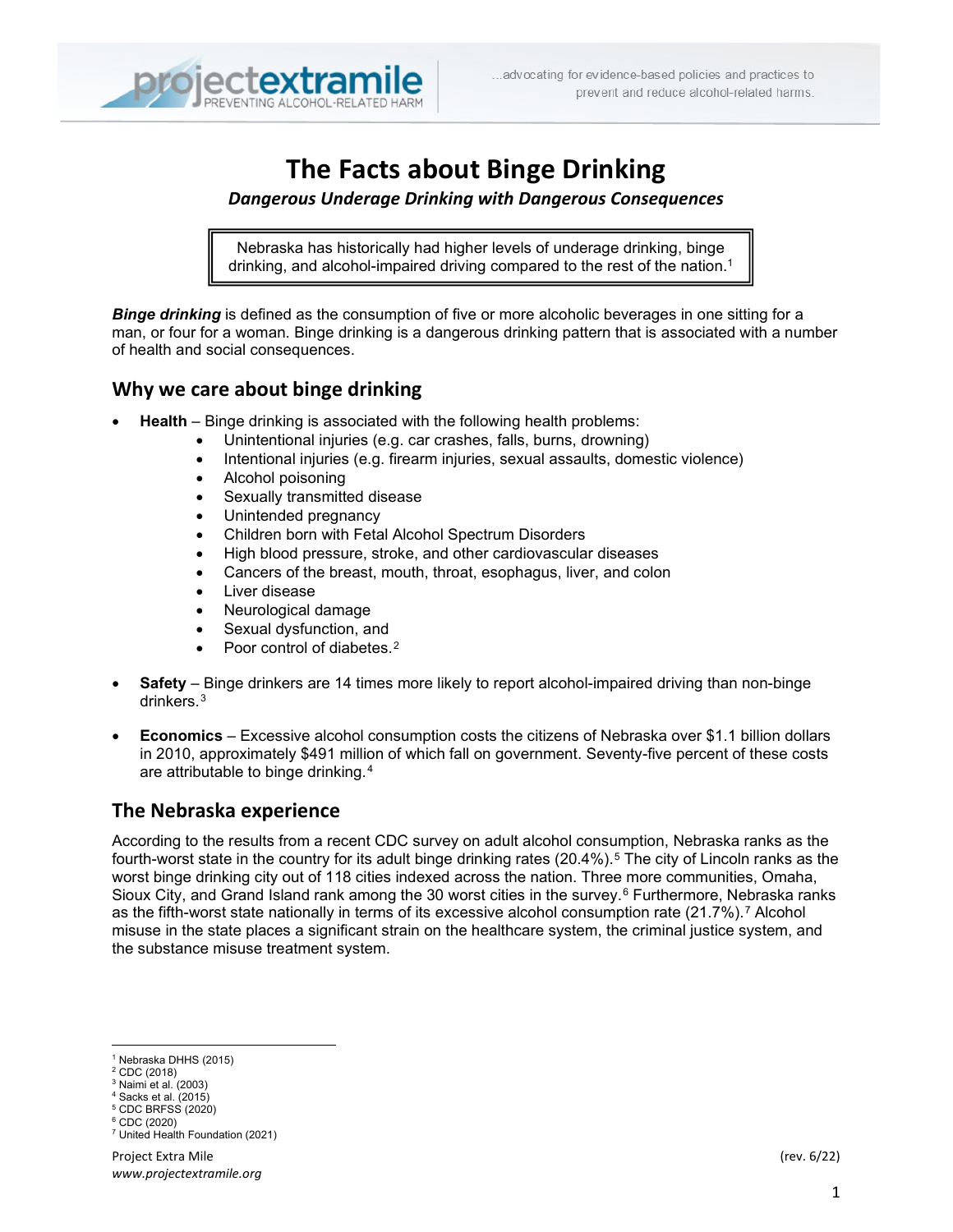# The Facts about Binge Drinking

***Dangerous Underage Drinking with Dangerous Consequences***

> Nebraska has historically had higher levels of underage drinking, binge drinking, and alcohol-impaired driving compared to the rest of the nation.[1]

***Binge drinking*** is defined as the consumption of five or more alcoholic beverages in one sitting for a man, or four for a woman. Binge drinking is a dangerous drinking pattern that is associated with a number of health and social consequences.

## Why we care about binge drinking

- **Health** – Binge drinking is associated with the following health problems:
    - Unintentional injuries (e.g. car crashes, falls, burns, drowning)
    - Intentional injuries (e.g. firearm injuries, sexual assaults, domestic violence)
    - Alcohol poisoning
    - Sexually transmitted disease
    - Unintended pregnancy
    - Children born with Fetal Alcohol Spectrum Disorders
    - High blood pressure, stroke, and other cardiovascular diseases
    - Cancers of the breast, mouth, throat, esophagus, liver, and colon
    - Liver disease
    - Neurological damage
    - Sexual dysfunction, and
    - Poor control of diabetes.[2]

- **Safety** – Binge drinkers are 14 times more likely to report alcohol-impaired driving than non-binge drinkers.[3]

- **Economics** – Excessive alcohol consumption costs the citizens of Nebraska over $1.1 billion dollars in 2010, approximately $491 million of which fall on government. Seventy-five percent of these costs are attributable to binge drinking.[4]

## The Nebraska experience

According to the results from a recent CDC survey on adult alcohol consumption, Nebraska ranks as the fourth-worst state in the country for its adult binge drinking rates (20.4%).[5] The city of Lincoln ranks as the worst binge drinking city out of 118 cities indexed across the nation. Three more communities, Omaha, Sioux City, and Grand Island rank among the 30 worst cities in the survey.[6] Furthermore, Nebraska ranks as the fifth-worst state nationally in terms of its excessive alcohol consumption rate (21.7%).[7] Alcohol misuse in the state places a significant strain on the healthcare system, the criminal justice system, and the substance misuse treatment system.

---

[1] Nebraska DHHS (2015)
[2] CDC (2018)
[3] Naimi et al. (2003)
[4] Sacks et al. (2015)
[5] CDC BRFSS (2020)
[6] CDC (2020)
[7] United Health Foundation (2021)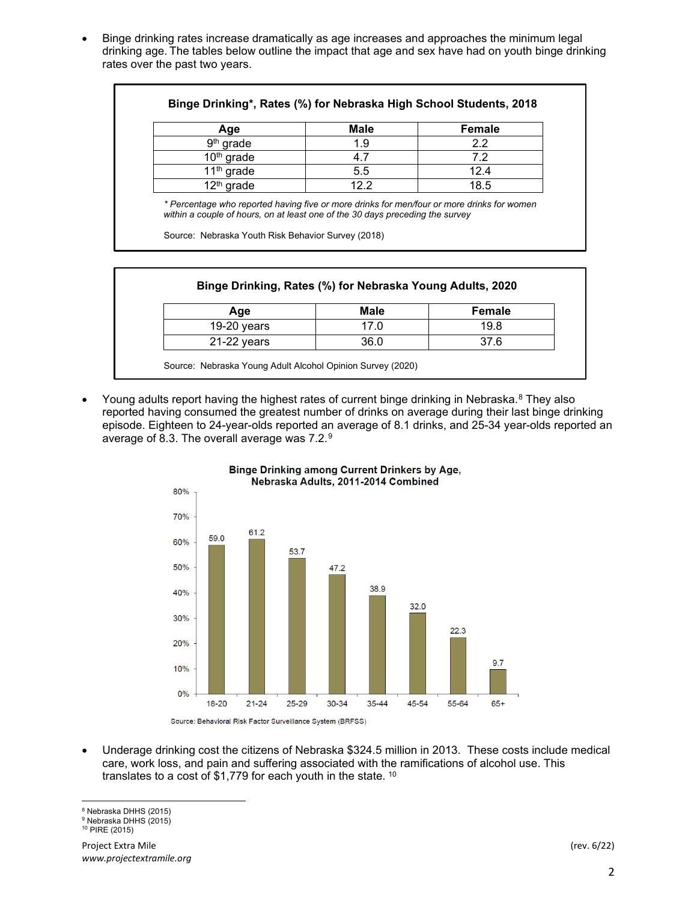- Binge drinking rates increase dramatically as age increases and approaches the minimum legal drinking age. The tables below outline the impact that age and sex have had on youth binge drinking rates over the past two years.

**Binge Drinking*, Rates (%) for Nebraska High School Students, 2018**

| Age | Male | Female |
|---|---|---|
| 9th grade | 1.9 | 2.2 |
| 10th grade | 4.7 | 7.2 |
| 11th grade | 5.5 | 12.4 |
| 12th grade | 12.2 | 18.5 |

*\* Percentage who reported having five or more drinks for men/four or more drinks for women within a couple of hours, on at least one of the 30 days preceding the survey*

Source: Nebraska Youth Risk Behavior Survey (2018)

**Binge Drinking, Rates (%) for Nebraska Young Adults, 2020**

| Age | Male | Female |
|---|---|---|
| 19-20 years | 17.0 | 19.8 |
| 21-22 years | 36.0 | 37.6 |

Source: Nebraska Young Adult Alcohol Opinion Survey (2020)

- Young adults report having the highest rates of current binge drinking in Nebraska.[8] They also reported having consumed the greatest number of drinks on average during their last binge drinking episode. Eighteen to 24-year-olds reported an average of 8.1 drinks, and 25-34 year-olds reported an average of 8.3. The overall average was 7.2.[9]

**Binge Drinking among Current Drinkers by Age, Nebraska Adults, 2011-2014 Combined**

| Age | Percent |
|---|---|
| 18-20 | 59.0 |
| 21-24 | 61.2 |
| 25-29 | 53.7 |
| 30-34 | 47.2 |
| 35-44 | 38.9 |
| 45-54 | 32.0 |
| 55-64 | 22.3 |
| 65+ | 9.7 |

Source: Behavioral Risk Factor Surveillance System (BRFSS)

- Underage drinking cost the citizens of Nebraska $324.5 million in 2013. These costs include medical care, work loss, and pain and suffering associated with the ramifications of alcohol use. This translates to a cost of $1,779 for each youth in the state. [10]

[8] Nebraska DHHS (2015)
[9] Nebraska DHHS (2015)
[10] PIRE (2015)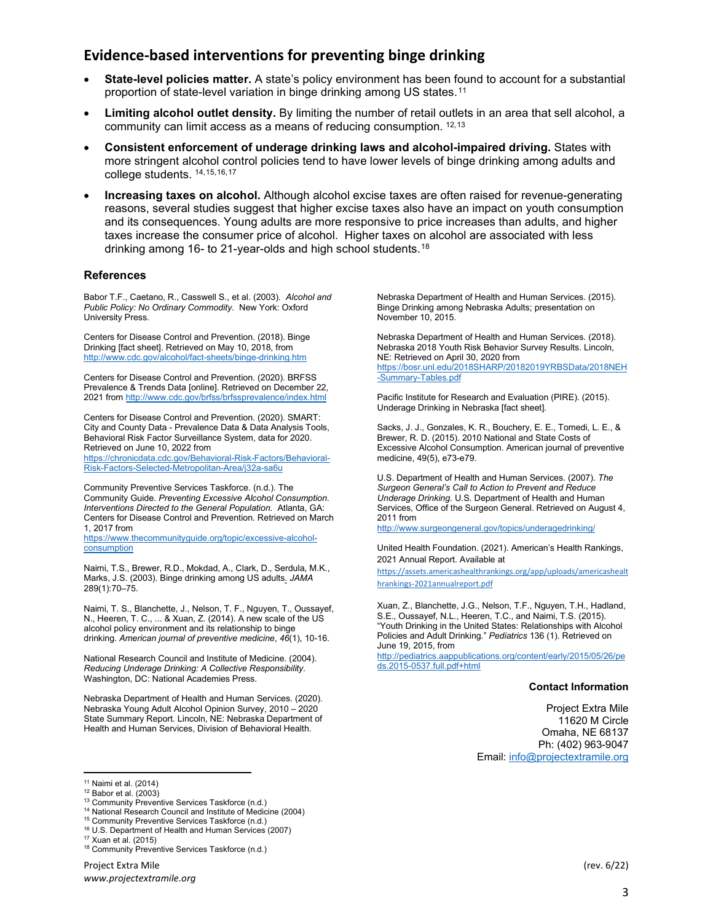## Evidence-based interventions for preventing binge drinking

- **State-level policies matter.** A state's policy environment has been found to account for a substantial proportion of state-level variation in binge drinking among US states.[11]
- **Limiting alcohol outlet density.** By limiting the number of retail outlets in an area that sell alcohol, a community can limit access as a means of reducing consumption. [12,13]
- **Consistent enforcement of underage drinking laws and alcohol-impaired driving.** States with more stringent alcohol control policies tend to have lower levels of binge drinking among adults and college students. [14,15,16,17]
- **Increasing taxes on alcohol.** Although alcohol excise taxes are often raised for revenue-generating reasons, several studies suggest that higher excise taxes also have an impact on youth consumption and its consequences. Young adults are more responsive to price increases than adults, and higher taxes increase the consumer price of alcohol. Higher taxes on alcohol are associated with less drinking among 16- to 21-year-olds and high school students.[18]

### References

Babor T.F., Caetano, R., Casswell S., et al. (2003). *Alcohol and Public Policy: No Ordinary Commodity.* New York: Oxford University Press.

Centers for Disease Control and Prevention. (2018). Binge Drinking [fact sheet]. Retrieved on May 10, 2018, from http://www.cdc.gov/alcohol/fact-sheets/binge-drinking.htm

Centers for Disease Control and Prevention. (2020). BRFSS Prevalence & Trends Data [online]. Retrieved on December 22, 2021 from http://www.cdc.gov/brfss/brfssprevalence/index.html

Centers for Disease Control and Prevention. (2020). SMART: City and County Data - Prevalence Data & Data Analysis Tools, Behavioral Risk Factor Surveillance System, data for 2020. Retrieved on June 10, 2022 from https://chronicdata.cdc.gov/Behavioral-Risk-Factors/Behavioral-Risk-Factors-Selected-Metropolitan-Area/j32a-sa6u

Community Preventive Services Taskforce. (n.d.). The Community Guide. *Preventing Excessive Alcohol Consumption. Interventions Directed to the General Population.* Atlanta, GA: Centers for Disease Control and Prevention. Retrieved on March 1, 2017 from https://www.thecommunityguide.org/topic/excessive-alcohol-consumption

Naimi, T.S., Brewer, R.D., Mokdad, A., Clark, D., Serdula, M.K., Marks, J.S. (2003). Binge drinking among US adults. *JAMA* 289(1):70–75.

Naimi, T. S., Blanchette, J., Nelson, T. F., Nguyen, T., Oussayef, N., Heeren, T. C., ... & Xuan, Z. (2014). A new scale of the US alcohol policy environment and its relationship to binge drinking. *American journal of preventive medicine*, *46*(1), 10-16.

National Research Council and Institute of Medicine. (2004). *Reducing Underage Drinking: A Collective Responsibility.* Washington, DC: National Academies Press.

Nebraska Department of Health and Human Services. (2020). Nebraska Young Adult Alcohol Opinion Survey, 2010 – 2020 State Summary Report. Lincoln, NE: Nebraska Department of Health and Human Services, Division of Behavioral Health.

Nebraska Department of Health and Human Services. (2015). Binge Drinking among Nebraska Adults; presentation on November 10, 2015.

Nebraska Department of Health and Human Services. (2018). Nebraska 2018 Youth Risk Behavior Survey Results. Lincoln, NE: Retrieved on April 30, 2020 from https://bosr.unl.edu/2018SHARP/20182019YRBSData/2018NEH-Summary-Tables.pdf

Pacific Institute for Research and Evaluation (PIRE). (2015). Underage Drinking in Nebraska [fact sheet].

Sacks, J. J., Gonzales, K. R., Bouchery, E. E., Tomedi, L. E., & Brewer, R. D. (2015). 2010 National and State Costs of Excessive Alcohol Consumption. American journal of preventive medicine, 49(5), e73-e79.

U.S. Department of Health and Human Services. (2007). *The Surgeon General's Call to Action to Prevent and Reduce Underage Drinking.* U.S. Department of Health and Human Services, Office of the Surgeon General. Retrieved on August 4, 2011 from http://www.surgeongeneral.gov/topics/underagedrinking/

United Health Foundation. (2021). American's Health Rankings, 2021 Annual Report. Available at https://assets.americashealthrankings.org/app/uploads/americashealthrankings-2021annualreport.pdf

Xuan, Z., Blanchette, J.G., Nelson, T.F., Nguyen, T.H., Hadland, S.E., Oussayef, N.L., Heeren, T.C., and Naimi, T.S. (2015). "Youth Drinking in the United States: Relationships with Alcohol Policies and Adult Drinking." *Pediatrics* 136 (1). Retrieved on June 19, 2015, from http://pediatrics.aappublications.org/content/early/2015/05/26/peds.2015-0537.full.pdf+html

**Contact Information**

Project Extra Mile
11620 M Circle
Omaha, NE 68137
Ph: (402) 963-9047
Email: info@projectextramile.org

---

[11] Naimi et al. (2014)
[12] Babor et al. (2003)
[13] Community Preventive Services Taskforce (n.d.)
[14] National Research Council and Institute of Medicine (2004)
[15] Community Preventive Services Taskforce (n.d.)
[16] U.S. Department of Health and Human Services (2007)
[17] Xuan et al. (2015)
[18] Community Preventive Services Taskforce (n.d.)